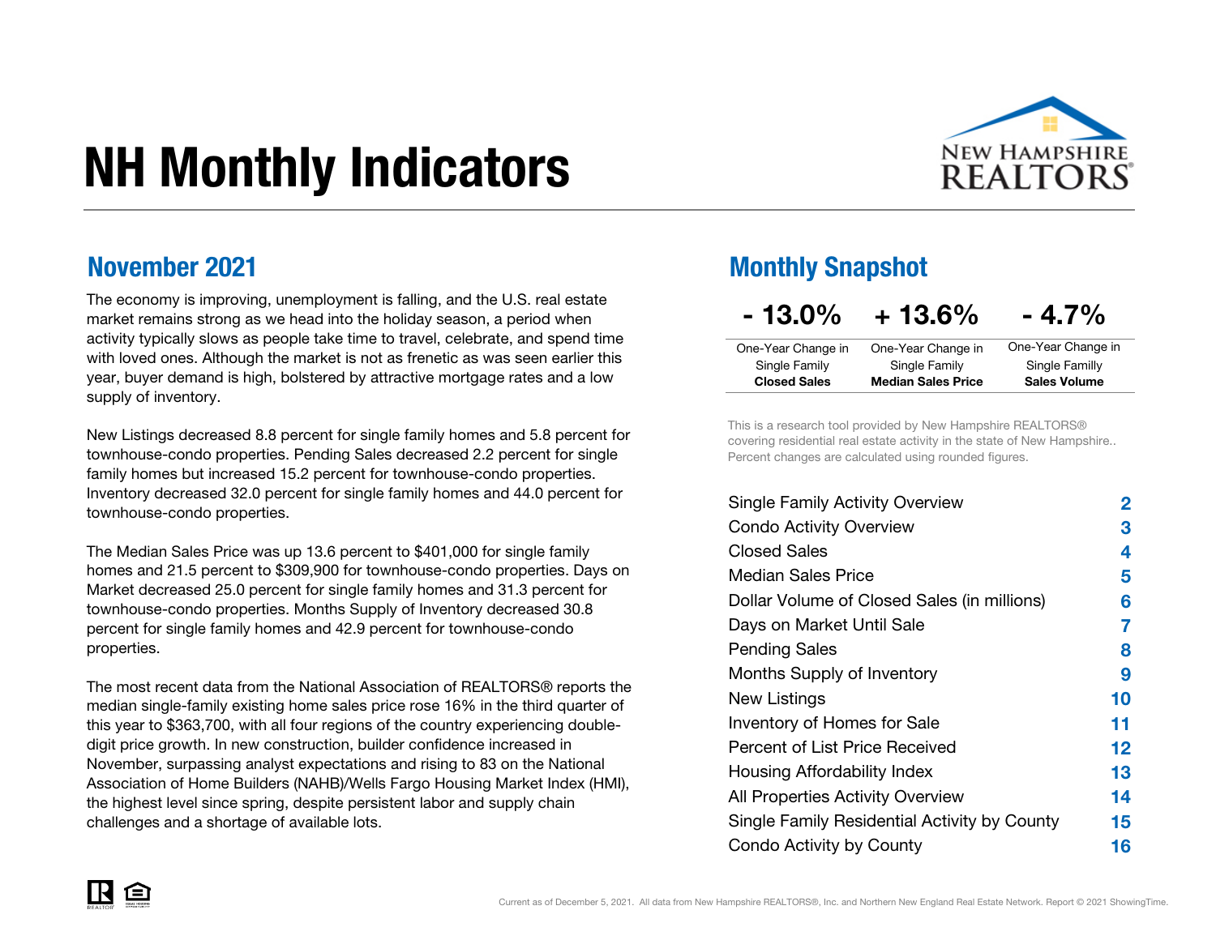# NH Monthly Indicators

New Hampshire REALTORS®

## November 2021

The economy is improving, unemployment is falling, and the U.S. real estate market remains strong as we head into the holiday season, a period when activity typically slows as people take time to travel, celebrate, and spend time with loved ones. Although the market is not as frenetic as was seen earlier this year, buyer demand is high, bolstered by attractive mortgage rates and a low supply of inventory.

New Listings decreased 8.8 percent for single family homes and 5.8 percent for townhouse-condo properties. Pending Sales decreased 2.2 percent for single family homes but increased 15.2 percent for townhouse-condo properties. Inventory decreased 32.0 percent for single family homes and 44.0 percent for townhouse-condo properties.

The Median Sales Price was up 13.6 percent to $401,000 for single family homes and 21.5 percent to $309,900 for townhouse-condo properties. Days on Market decreased 25.0 percent for single family homes and 31.3 percent for townhouse-condo properties. Months Supply of Inventory decreased 30.8 percent for single family homes and 42.9 percent for townhouse-condo properties.

The most recent data from the National Association of REALTORS® reports the median single-family existing home sales price rose 16% in the third quarter of this year to $363,700, with all four regions of the country experiencing double-digit price growth. In new construction, builder confidence increased in November, surpassing analyst expectations and rising to 83 on the National Association of Home Builders (NAHB)/Wells Fargo Housing Market Index (HMI), the highest level since spring, despite persistent labor and supply chain challenges and a shortage of available lots.

## Monthly Snapshot

| - 13.0% | + 13.6% | - 4.7% |
|---|---|---|
| One-Year Change in Single Family **Closed Sales** | One-Year Change in Single Family **Median Sales Price** | One-Year Change in Single Familly **Sales Volume** |

This is a research tool provided by New Hampshire REALTORS® covering residential real estate activity in the state of New Hampshire.. Percent changes are calculated using rounded figures.

| | |
|---|---|
| Single Family Activity Overview | 2 |
| Condo Activity Overview | 3 |
| Closed Sales | 4 |
| Median Sales Price | 5 |
| Dollar Volume of Closed Sales (in millions) | 6 |
| Days on Market Until Sale | 7 |
| Pending Sales | 8 |
| Months Supply of Inventory | 9 |
| New Listings | 10 |
| Inventory of Homes for Sale | 11 |
| Percent of List Price Received | 12 |
| Housing Affordability Index | 13 |
| All Properties Activity Overview | 14 |
| Single Family Residential Activity by County | 15 |
| Condo Activity by County | 16 |

Current as of December 5, 2021. All data from New Hampshire REALTORS®, Inc. and Northern New England Real Estate Network. Report © 2021 ShowingTime.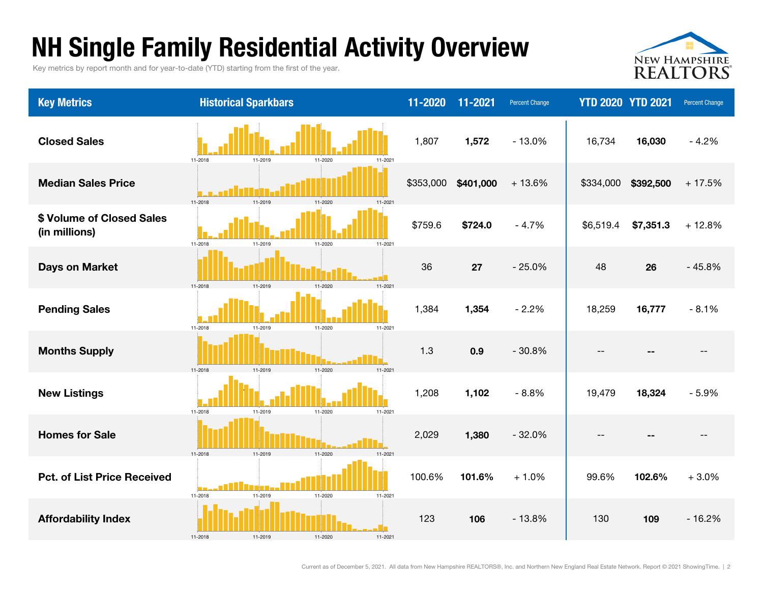# NH Single Family Residential Activity Overview

Key metrics by report month and for year-to-date (YTD) starting from the first of the year.

| Key Metrics | Historical Sparkbars | 11-2020 | 11-2021 | Percent Change | YTD 2020 | YTD 2021 | Percent Change |
|---|---|---|---|---|---|---|---|
| Closed Sales | 11-2018 11-2019 11-2020 11-2021 | 1,807 | **1,572** | - 13.0% | 16,734 | **16,030** | - 4.2% |
| Median Sales Price | 11-2018 11-2019 11-2020 11-2021 | $353,000 | **$401,000** | + 13.6% | $334,000 | **$392,500** | + 17.5% |
| $ Volume of Closed Sales (in millions) | 11-2018 11-2019 11-2020 11-2021 | $759.6 | **$724.0** | - 4.7% | $6,519.4 | **$7,351.3** | + 12.8% |
| Days on Market | 11-2018 11-2019 11-2020 11-2021 | 36 | **27** | - 25.0% | 48 | **26** | - 45.8% |
| Pending Sales | 11-2018 11-2019 11-2020 11-2021 | 1,384 | **1,354** | - 2.2% | 18,259 | **16,777** | - 8.1% |
| Months Supply | 11-2018 11-2019 11-2020 11-2021 | 1.3 | **0.9** | - 30.8% | -- | **--** | -- |
| New Listings | 11-2018 11-2019 11-2020 11-2021 | 1,208 | **1,102** | - 8.8% | 19,479 | **18,324** | - 5.9% |
| Homes for Sale | 11-2018 11-2019 11-2020 11-2021 | 2,029 | **1,380** | - 32.0% | -- | **--** | -- |
| Pct. of List Price Received | 11-2018 11-2019 11-2020 11-2021 | 100.6% | **101.6%** | + 1.0% | 99.6% | **102.6%** | + 3.0% |
| Affordability Index | 11-2018 11-2019 11-2020 11-2021 | 123 | **106** | - 13.8% | 130 | **109** | - 16.2% |

Current as of December 5, 2021. All data from New Hampshire REALTORS®, Inc. and Northern New England Real Estate Network. Report © 2021 ShowingTime.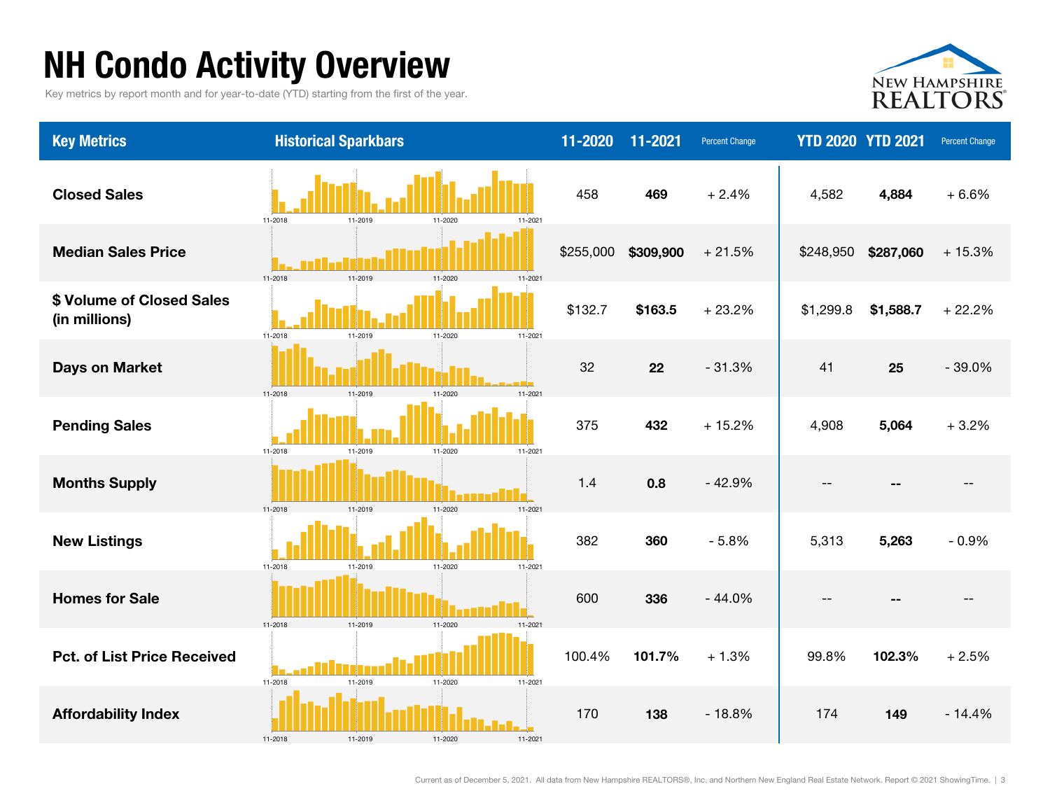# NH Condo Activity Overview

Key metrics by report month and for year-to-date (YTD) starting from the first of the year.

| Key Metrics | Historical Sparkbars | 11-2020 | 11-2021 | Percent Change | YTD 2020 | YTD 2021 | Percent Change |
|---|---|---|---|---|---|---|---|
| Closed Sales | 11-2018 11-2019 11-2020 11-2021 | 458 | **469** | + 2.4% | 4,582 | **4,884** | + 6.6% |
| Median Sales Price | 11-2018 11-2019 11-2020 11-2021 | $255,000 | **$309,900** | + 21.5% | $248,950 | **$287,060** | + 15.3% |
| $ Volume of Closed Sales (in millions) | 11-2018 11-2019 11-2020 11-2021 | $132.7 | **$163.5** | + 23.2% | $1,299.8 | **$1,588.7** | + 22.2% |
| Days on Market | 11-2018 11-2019 11-2020 11-2021 | 32 | **22** | - 31.3% | 41 | **25** | - 39.0% |
| Pending Sales | 11-2018 11-2019 11-2020 11-2021 | 375 | **432** | + 15.2% | 4,908 | **5,064** | + 3.2% |
| Months Supply | 11-2018 11-2019 11-2020 11-2021 | 1.4 | **0.8** | - 42.9% | -- | **--** | -- |
| New Listings | 11-2018 11-2019 11-2020 11-2021 | 382 | **360** | - 5.8% | 5,313 | **5,263** | - 0.9% |
| Homes for Sale | 11-2018 11-2019 11-2020 11-2021 | 600 | **336** | - 44.0% | -- | **--** | -- |
| Pct. of List Price Received | 11-2018 11-2019 11-2020 11-2021 | 100.4% | **101.7%** | + 1.3% | 99.8% | **102.3%** | + 2.5% |
| Affordability Index | 11-2018 11-2019 11-2020 11-2021 | 170 | **138** | - 18.8% | 174 | **149** | - 14.4% |

Current as of December 5, 2021. All data from New Hampshire REALTORS®, Inc. and Northern New England Real Estate Network. Report © 2021 ShowingTime.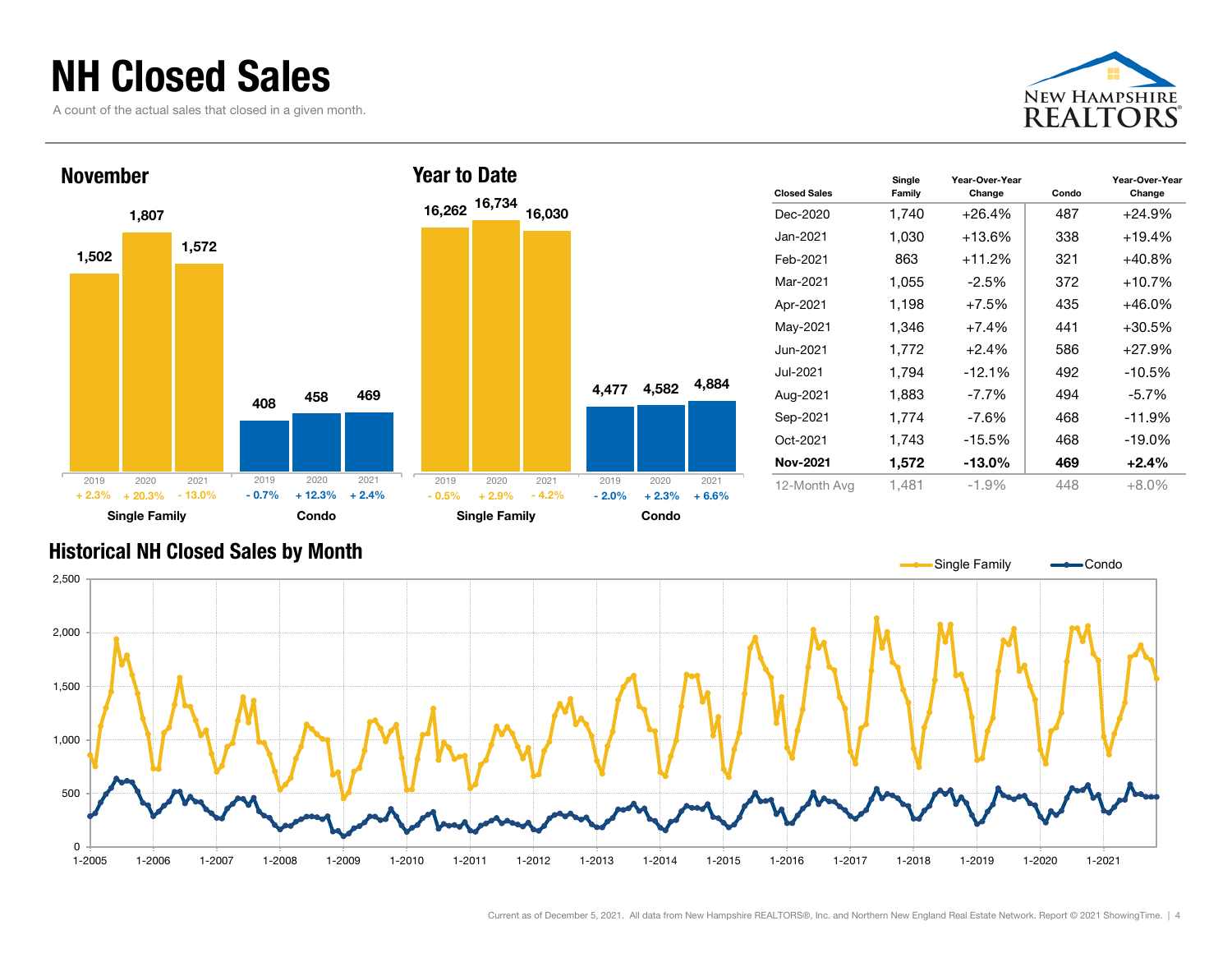# NH Closed Sales

A count of the actual sales that closed in a given month.

## November

| | 2019 | 2020 | 2021 |
|---|---|---|---|
| Single Family | 1,502 | 1,807 | 1,572 |
| Change | + 2.3% | + 20.3% | - 13.0% |
| Condo | 408 | 458 | 469 |
| Change | - 0.7% | + 12.3% | + 2.4% |

## Year to Date

| | 2019 | 2020 | 2021 |
|---|---|---|---|
| Single Family | 16,262 | 16,734 | 16,030 |
| Change | - 0.5% | + 2.9% | - 4.2% |
| Condo | 4,477 | 4,582 | 4,884 |
| Change | - 2.0% | + 2.3% | + 6.6% |

| Closed Sales | Single Family | Year-Over-Year Change | Condo | Year-Over-Year Change |
|---|---|---|---|---|
| Dec-2020 | 1,740 | +26.4% | 487 | +24.9% |
| Jan-2021 | 1,030 | +13.6% | 338 | +19.4% |
| Feb-2021 | 863 | +11.2% | 321 | +40.8% |
| Mar-2021 | 1,055 | -2.5% | 372 | +10.7% |
| Apr-2021 | 1,198 | +7.5% | 435 | +46.0% |
| May-2021 | 1,346 | +7.4% | 441 | +30.5% |
| Jun-2021 | 1,772 | +2.4% | 586 | +27.9% |
| Jul-2021 | 1,794 | -12.1% | 492 | -10.5% |
| Aug-2021 | 1,883 | -7.7% | 494 | -5.7% |
| Sep-2021 | 1,774 | -7.6% | 468 | -11.9% |
| Oct-2021 | 1,743 | -15.5% | 468 | -19.0% |
| **Nov-2021** | **1,572** | **-13.0%** | **469** | **+2.4%** |
| 12-Month Avg | 1,481 | -1.9% | 448 | +8.0% |

## Historical NH Closed Sales by Month

Current as of December 5, 2021. All data from New Hampshire REALTORS®, Inc. and Northern New England Real Estate Network. Report © 2021 ShowingTime.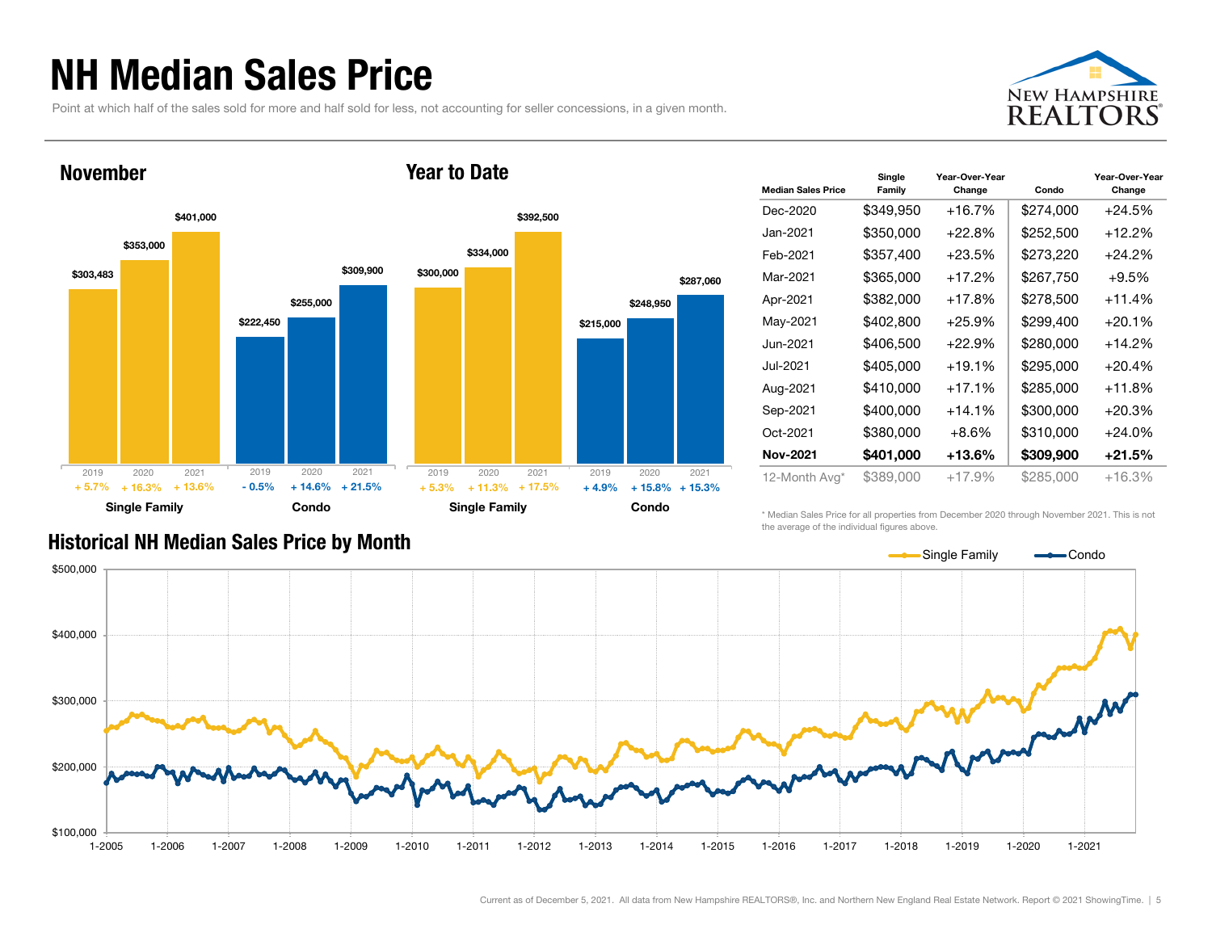# NH Median Sales Price

Point at which half of the sales sold for more and half sold for less, not accounting for seller concessions, in a given month.

## November

| | 2019 | 2020 | 2021 |
|---|---|---|---|
| Single Family | $303,483 | $353,000 | $401,000 |
| | + 5.7% | + 16.3% | + 13.6% |
| Condo | $222,450 | $255,000 | $309,900 |
| | - 0.5% | + 14.6% | + 21.5% |

## Year to Date

| | 2019 | 2020 | 2021 |
|---|---|---|---|
| Single Family | $300,000 | $334,000 | $392,500 |
| | + 5.3% | + 11.3% | + 17.5% |
| Condo | $215,000 | $248,950 | $287,060 |
| | + 4.9% | + 15.8% | + 15.3% |

| Median Sales Price | Single Family | Year-Over-Year Change | Condo | Year-Over-Year Change |
|---|---|---|---|---|
| Dec-2020 | $349,950 | +16.7% | $274,000 | +24.5% |
| Jan-2021 | $350,000 | +22.8% | $252,500 | +12.2% |
| Feb-2021 | $357,400 | +23.5% | $273,220 | +24.2% |
| Mar-2021 | $365,000 | +17.2% | $267,750 | +9.5% |
| Apr-2021 | $382,000 | +17.8% | $278,500 | +11.4% |
| May-2021 | $402,800 | +25.9% | $299,400 | +20.1% |
| Jun-2021 | $406,500 | +22.9% | $280,000 | +14.2% |
| Jul-2021 | $405,000 | +19.1% | $295,000 | +20.4% |
| Aug-2021 | $410,000 | +17.1% | $285,000 | +11.8% |
| Sep-2021 | $400,000 | +14.1% | $300,000 | +20.3% |
| Oct-2021 | $380,000 | +8.6% | $310,000 | +24.0% |
| **Nov-2021** | **$401,000** | **+13.6%** | **$309,900** | **+21.5%** |
| 12-Month Avg* | $389,000 | +17.9% | $285,000 | +16.3% |

* Median Sales Price for all properties from December 2020 through November 2021. This is not the average of the individual figures above.

## Historical NH Median Sales Price by Month

Single Family — Condo

Current as of December 5, 2021. All data from New Hampshire REALTORS®, Inc. and Northern New England Real Estate Network. Report © 2021 ShowingTime.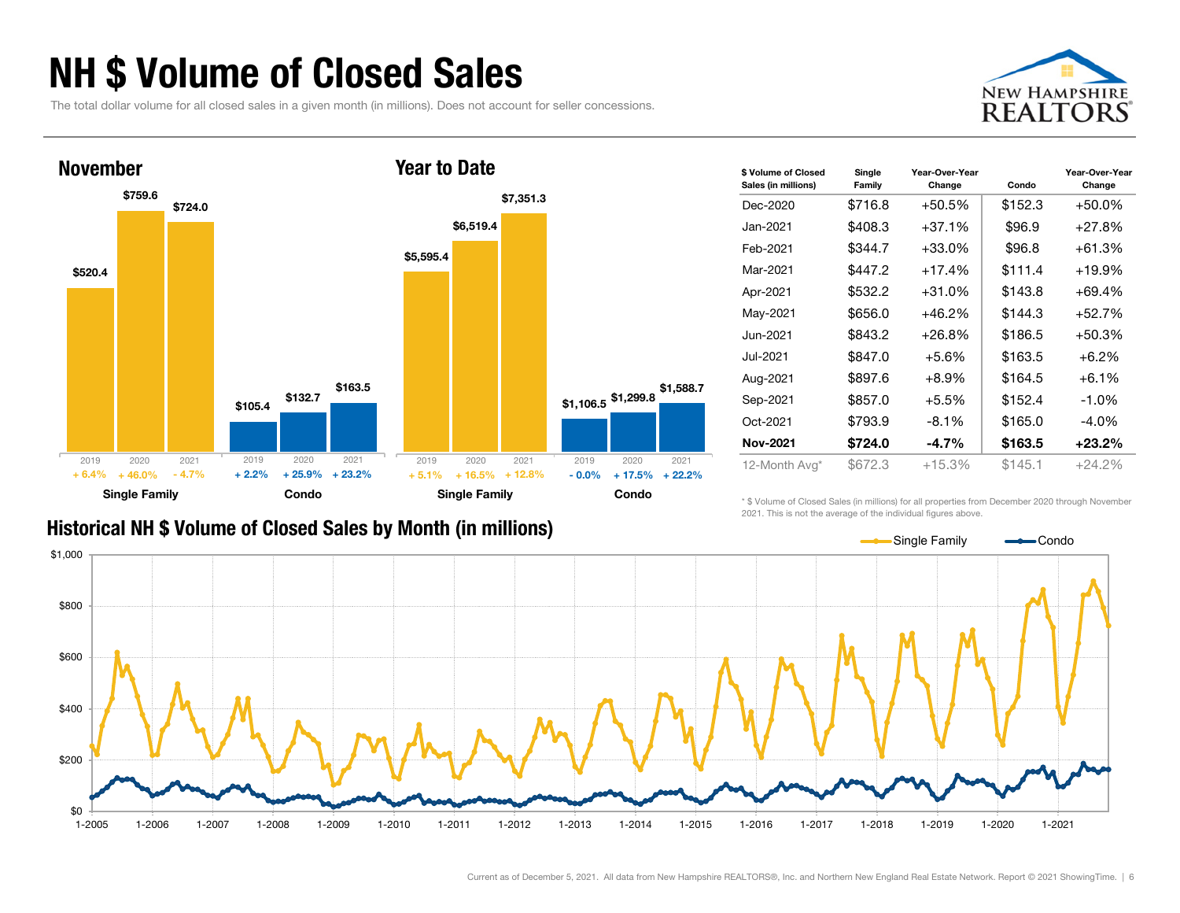# NH $ Volume of Closed Sales

The total dollar volume for all closed sales in a given month (in millions). Does not account for seller concessions.

## November

| | 2019 | 2020 | 2021 |
|---|---|---|---|
| Single Family | $520.4 | $759.6 | $724.0 |
| Change | + 6.4% | + 46.0% | - 4.7% |
| Condo | $105.4 | $132.7 | $163.5 |
| Change | + 2.2% | + 25.9% | + 23.2% |

## Year to Date

| | 2019 | 2020 | 2021 |
|---|---|---|---|
| Single Family | $5,595.4 | $6,519.4 | $7,351.3 |
| Change | + 5.1% | + 16.5% | + 12.8% |
| Condo | $1,106.5 | $1,299.8 | $1,588.7 |
| Change | - 0.0% | + 17.5% | + 22.2% |

| $ Volume of Closed Sales (in millions) | Single Family | Year-Over-Year Change | Condo | Year-Over-Year Change |
|---|---|---|---|---|
| Dec-2020 | $716.8 | +50.5% | $152.3 | +50.0% |
| Jan-2021 | $408.3 | +37.1% | $96.9 | +27.8% |
| Feb-2021 | $344.7 | +33.0% | $96.8 | +61.3% |
| Mar-2021 | $447.2 | +17.4% | $111.4 | +19.9% |
| Apr-2021 | $532.2 | +31.0% | $143.8 | +69.4% |
| May-2021 | $656.0 | +46.2% | $144.3 | +52.7% |
| Jun-2021 | $843.2 | +26.8% | $186.5 | +50.3% |
| Jul-2021 | $847.0 | +5.6% | $163.5 | +6.2% |
| Aug-2021 | $897.6 | +8.9% | $164.5 | +6.1% |
| Sep-2021 | $857.0 | +5.5% | $152.4 | -1.0% |
| Oct-2021 | $793.9 | -8.1% | $165.0 | -4.0% |
| **Nov-2021** | **$724.0** | **-4.7%** | **$163.5** | **+23.2%** |
| 12-Month Avg* | $672.3 | +15.3% | $145.1 | +24.2% |

* $ Volume of Closed Sales (in millions) for all properties from December 2020 through November 2021. This is not the average of the individual figures above.

## Historical NH $ Volume of Closed Sales by Month (in millions)

Current as of December 5, 2021. All data from New Hampshire REALTORS®, Inc. and Northern New England Real Estate Network. Report © 2021 ShowingTime.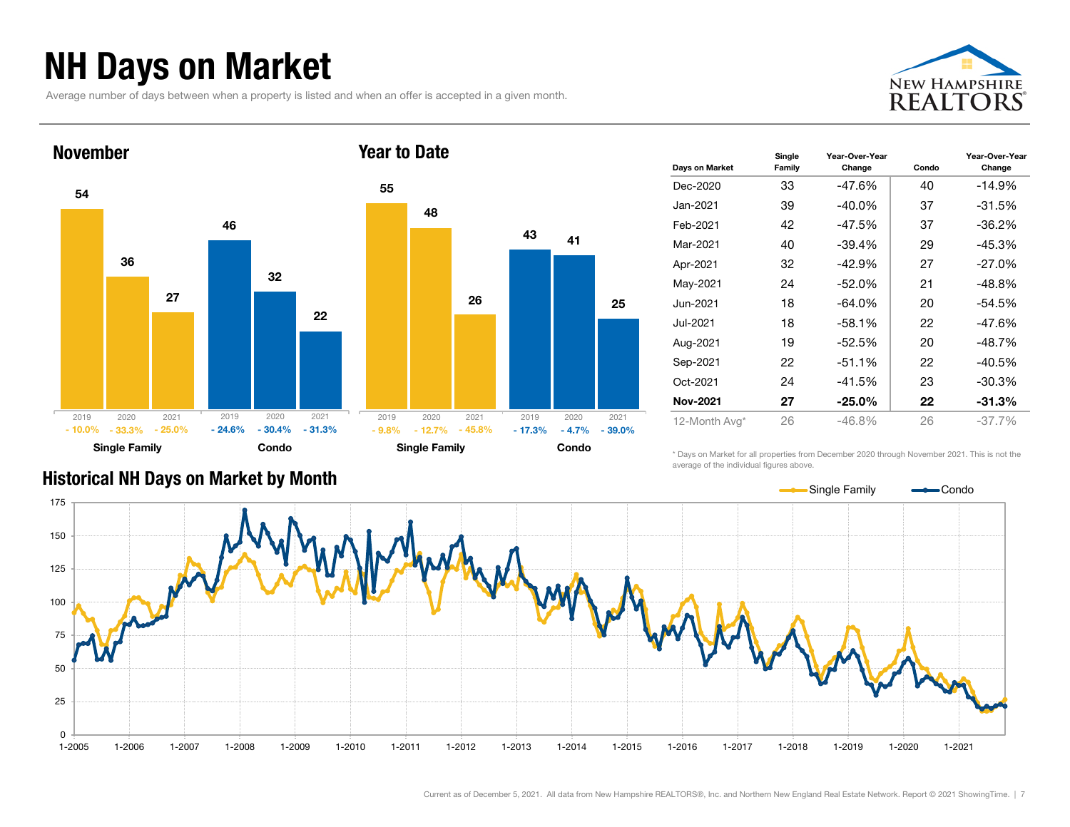# NH Days on Market

Average number of days between when a property is listed and when an offer is accepted in a given month.

## November

| | 2019 | 2020 | 2021 |
|---|---|---|---|
| Single Family | 54 | 36 | 27 |
| Change | - 10.0% | - 33.3% | - 25.0% |
| Condo | 46 | 32 | 22 |
| Change | - 24.6% | - 30.4% | - 31.3% |

## Year to Date

| | 2019 | 2020 | 2021 |
|---|---|---|---|
| Single Family | 55 | 48 | 26 |
| Change | - 9.8% | - 12.7% | - 45.8% |
| Condo | 43 | 41 | 25 |
| Change | - 17.3% | - 4.7% | - 39.0% |

| Days on Market | Single Family | Year-Over-Year Change | Condo | Year-Over-Year Change |
|---|---|---|---|---|
| Dec-2020 | 33 | -47.6% | 40 | -14.9% |
| Jan-2021 | 39 | -40.0% | 37 | -31.5% |
| Feb-2021 | 42 | -47.5% | 37 | -36.2% |
| Mar-2021 | 40 | -39.4% | 29 | -45.3% |
| Apr-2021 | 32 | -42.9% | 27 | -27.0% |
| May-2021 | 24 | -52.0% | 21 | -48.8% |
| Jun-2021 | 18 | -64.0% | 20 | -54.5% |
| Jul-2021 | 18 | -58.1% | 22 | -47.6% |
| Aug-2021 | 19 | -52.5% | 20 | -48.7% |
| Sep-2021 | 22 | -51.1% | 22 | -40.5% |
| Oct-2021 | 24 | -41.5% | 23 | -30.3% |
| **Nov-2021** | **27** | **-25.0%** | **22** | **-31.3%** |
| 12-Month Avg* | 26 | -46.8% | 26 | -37.7% |

\* Days on Market for all properties from December 2020 through November 2021. This is not the average of the individual figures above.

## Historical NH Days on Market by Month

Legend: Single Family, Condo

Y-axis: 0, 25, 50, 75, 100, 125, 150, 175

X-axis: 1-2005, 1-2006, 1-2007, 1-2008, 1-2009, 1-2010, 1-2011, 1-2012, 1-2013, 1-2014, 1-2015, 1-2016, 1-2017, 1-2018, 1-2019, 1-2020, 1-2021

Current as of December 5, 2021. All data from New Hampshire REALTORS®, Inc. and Northern New England Real Estate Network. Report © 2021 ShowingTime.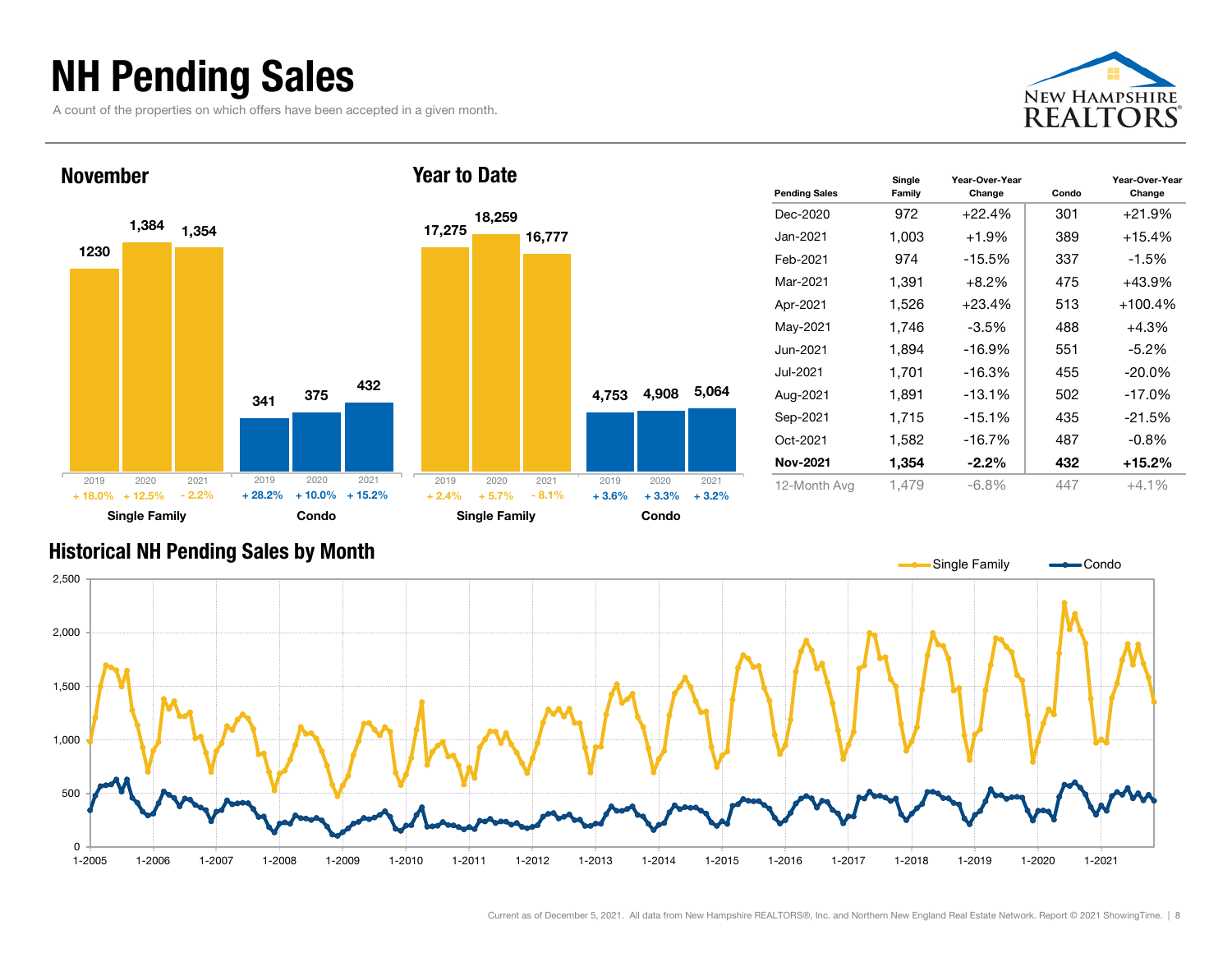# NH Pending Sales

A count of the properties on which offers have been accepted in a given month.

## November

| | 2019 | 2020 | 2021 |
|---|---|---|---|
| Single Family | 1230 | 1,384 | 1,354 |
| Change | + 18.0% | + 12.5% | - 2.2% |
| Condo | 341 | 375 | 432 |
| Change | + 28.2% | + 10.0% | + 15.2% |

## Year to Date

| | 2019 | 2020 | 2021 |
|---|---|---|---|
| Single Family | 17,275 | 18,259 | 16,777 |
| Change | + 2.4% | + 5.7% | - 8.1% |
| Condo | 4,753 | 4,908 | 5,064 |
| Change | + 3.6% | + 3.3% | + 3.2% |

| Pending Sales | Single Family | Year-Over-Year Change | Condo | Year-Over-Year Change |
|---|---|---|---|---|
| Dec-2020 | 972 | +22.4% | 301 | +21.9% |
| Jan-2021 | 1,003 | +1.9% | 389 | +15.4% |
| Feb-2021 | 974 | -15.5% | 337 | -1.5% |
| Mar-2021 | 1,391 | +8.2% | 475 | +43.9% |
| Apr-2021 | 1,526 | +23.4% | 513 | +100.4% |
| May-2021 | 1,746 | -3.5% | 488 | +4.3% |
| Jun-2021 | 1,894 | -16.9% | 551 | -5.2% |
| Jul-2021 | 1,701 | -16.3% | 455 | -20.0% |
| Aug-2021 | 1,891 | -13.1% | 502 | -17.0% |
| Sep-2021 | 1,715 | -15.1% | 435 | -21.5% |
| Oct-2021 | 1,582 | -16.7% | 487 | -0.8% |
| **Nov-2021** | **1,354** | **-2.2%** | **432** | **+15.2%** |
| 12-Month Avg | 1,479 | -6.8% | 447 | +4.1% |

## Historical NH Pending Sales by Month

Single Family — Condo

Current as of December 5, 2021. All data from New Hampshire REALTORS®, Inc. and Northern New England Real Estate Network. Report © 2021 ShowingTime.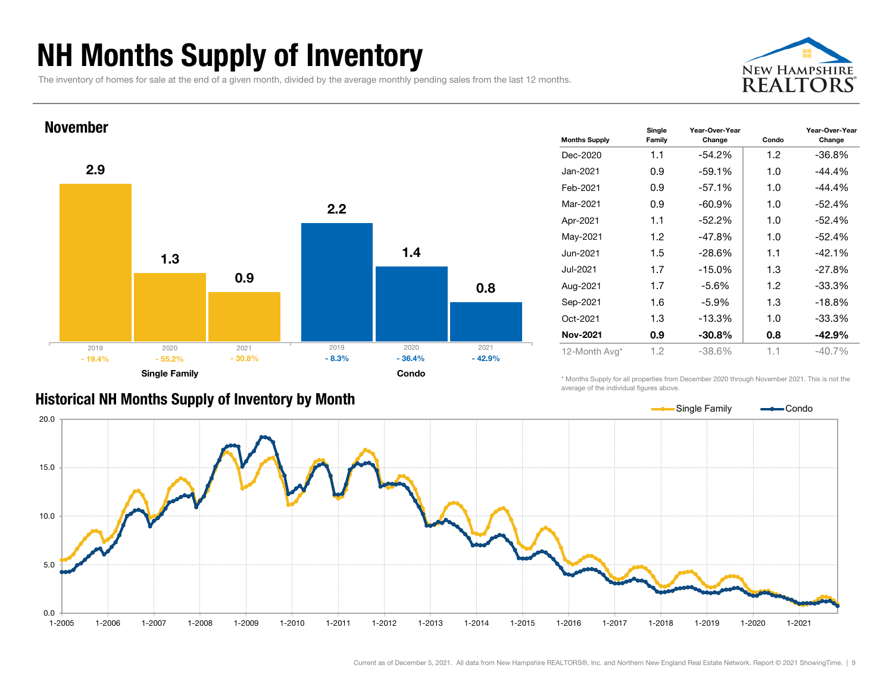# NH Months Supply of Inventory

The inventory of homes for sale at the end of a given month, divided by the average monthly pending sales from the last 12 months.

## November

| | 2019 | 2020 | 2021 |
|---|---|---|---|
| Single Family | 2.9 | 1.3 | 0.9 |
| Change | - 19.4% | - 55.2% | - 30.8% |
| Condo | 2.2 | 1.4 | 0.8 |
| Change | - 8.3% | - 36.4% | - 42.9% |

| Months Supply | Single Family | Year-Over-Year Change | Condo | Year-Over-Year Change |
|---|---|---|---|---|
| Dec-2020 | 1.1 | -54.2% | 1.2 | -36.8% |
| Jan-2021 | 0.9 | -59.1% | 1.0 | -44.4% |
| Feb-2021 | 0.9 | -57.1% | 1.0 | -44.4% |
| Mar-2021 | 0.9 | -60.9% | 1.0 | -52.4% |
| Apr-2021 | 1.1 | -52.2% | 1.0 | -52.4% |
| May-2021 | 1.2 | -47.8% | 1.0 | -52.4% |
| Jun-2021 | 1.5 | -28.6% | 1.1 | -42.1% |
| Jul-2021 | 1.7 | -15.0% | 1.3 | -27.8% |
| Aug-2021 | 1.7 | -5.6% | 1.2 | -33.3% |
| Sep-2021 | 1.6 | -5.9% | 1.3 | -18.8% |
| Oct-2021 | 1.3 | -13.3% | 1.0 | -33.3% |
| **Nov-2021** | **0.9** | **-30.8%** | **0.8** | **-42.9%** |
| 12-Month Avg* | 1.2 | -38.6% | 1.1 | -40.7% |

\* Months Supply for all properties from December 2020 through November 2021. This is not the average of the individual figures above.

## Historical NH Months Supply of Inventory by Month

Single Family — Condo

Current as of December 5, 2021. All data from New Hampshire REALTORS®, Inc. and Northern New England Real Estate Network. Report © 2021 ShowingTime.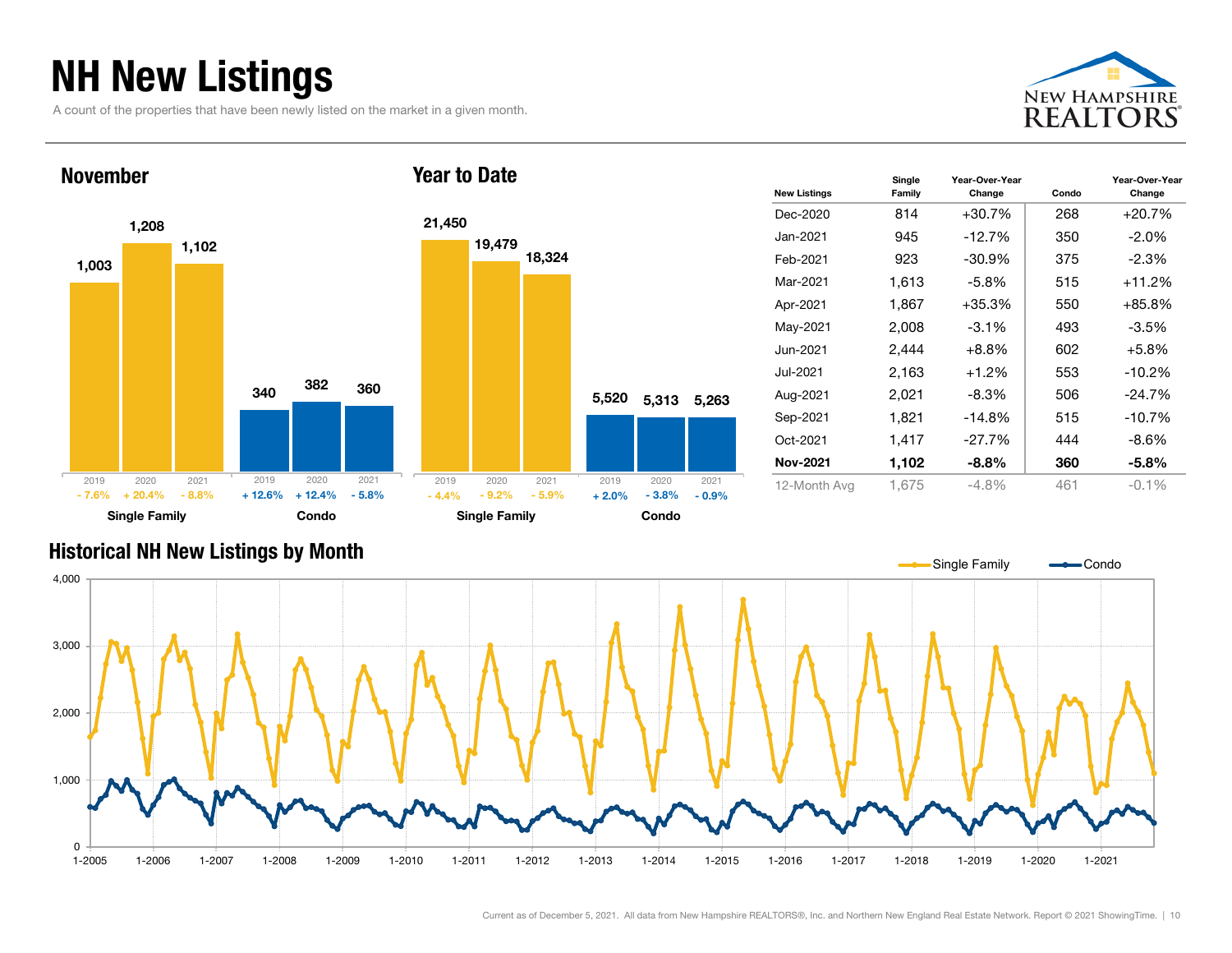# NH New Listings

A count of the properties that have been newly listed on the market in a given month.

## November

| | 2019 | 2020 | 2021 |
|---|---|---|---|
| Single Family | 1,003 | 1,208 | 1,102 |
| Change | - 7.6% | + 20.4% | - 8.8% |
| Condo | 340 | 382 | 360 |
| Change | + 12.6% | + 12.4% | - 5.8% |

## Year to Date

| | 2019 | 2020 | 2021 |
|---|---|---|---|
| Single Family | 21,450 | 19,479 | 18,324 |
| Change | - 4.4% | - 9.2% | - 5.9% |
| Condo | 5,520 | 5,313 | 5,263 |
| Change | + 2.0% | - 3.8% | - 0.9% |

| New Listings | Single Family | Year-Over-Year Change | Condo | Year-Over-Year Change |
|---|---|---|---|---|
| Dec-2020 | 814 | +30.7% | 268 | +20.7% |
| Jan-2021 | 945 | -12.7% | 350 | -2.0% |
| Feb-2021 | 923 | -30.9% | 375 | -2.3% |
| Mar-2021 | 1,613 | -5.8% | 515 | +11.2% |
| Apr-2021 | 1,867 | +35.3% | 550 | +85.8% |
| May-2021 | 2,008 | -3.1% | 493 | -3.5% |
| Jun-2021 | 2,444 | +8.8% | 602 | +5.8% |
| Jul-2021 | 2,163 | +1.2% | 553 | -10.2% |
| Aug-2021 | 2,021 | -8.3% | 506 | -24.7% |
| Sep-2021 | 1,821 | -14.8% | 515 | -10.7% |
| Oct-2021 | 1,417 | -27.7% | 444 | -8.6% |
| **Nov-2021** | **1,102** | **-8.8%** | **360** | **-5.8%** |
| 12-Month Avg | 1,675 | -4.8% | 461 | -0.1% |

## Historical NH New Listings by Month

Single Family — Condo

Current as of December 5, 2021. All data from New Hampshire REALTORS®, Inc. and Northern New England Real Estate Network. Report © 2021 ShowingTime.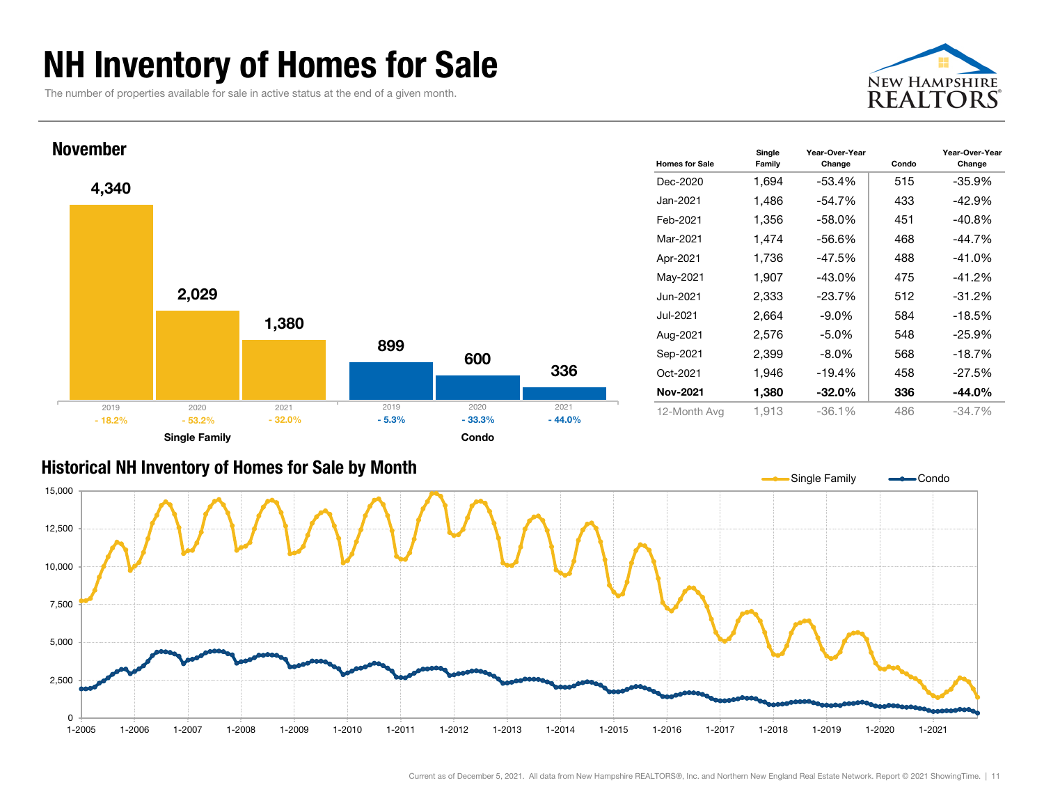# NH Inventory of Homes for Sale

The number of properties available for sale in active status at the end of a given month.

## November

| | 2019 | 2020 | 2021 |
|---|---|---|---|
| Single Family | 4,340 | 2,029 | 1,380 |
| Single Family YoY Change | - 18.2% | - 53.2% | - 32.0% |
| Condo | 899 | 600 | 336 |
| Condo YoY Change | - 5.3% | - 33.3% | - 44.0% |

| Homes for Sale | Single Family | Year-Over-Year Change | Condo | Year-Over-Year Change |
|---|---|---|---|---|
| Dec-2020 | 1,694 | -53.4% | 515 | -35.9% |
| Jan-2021 | 1,486 | -54.7% | 433 | -42.9% |
| Feb-2021 | 1,356 | -58.0% | 451 | -40.8% |
| Mar-2021 | 1,474 | -56.6% | 468 | -44.7% |
| Apr-2021 | 1,736 | -47.5% | 488 | -41.0% |
| May-2021 | 1,907 | -43.0% | 475 | -41.2% |
| Jun-2021 | 2,333 | -23.7% | 512 | -31.2% |
| Jul-2021 | 2,664 | -9.0% | 584 | -18.5% |
| Aug-2021 | 2,576 | -5.0% | 548 | -25.9% |
| Sep-2021 | 2,399 | -8.0% | 568 | -18.7% |
| Oct-2021 | 1,946 | -19.4% | 458 | -27.5% |
| **Nov-2021** | **1,380** | **-32.0%** | **336** | **-44.0%** |
| 12-Month Avg | 1,913 | -36.1% | 486 | -34.7% |

## Historical NH Inventory of Homes for Sale by Month

Current as of December 5, 2021. All data from New Hampshire REALTORS®, Inc. and Northern New England Real Estate Network. Report © 2021 ShowingTime.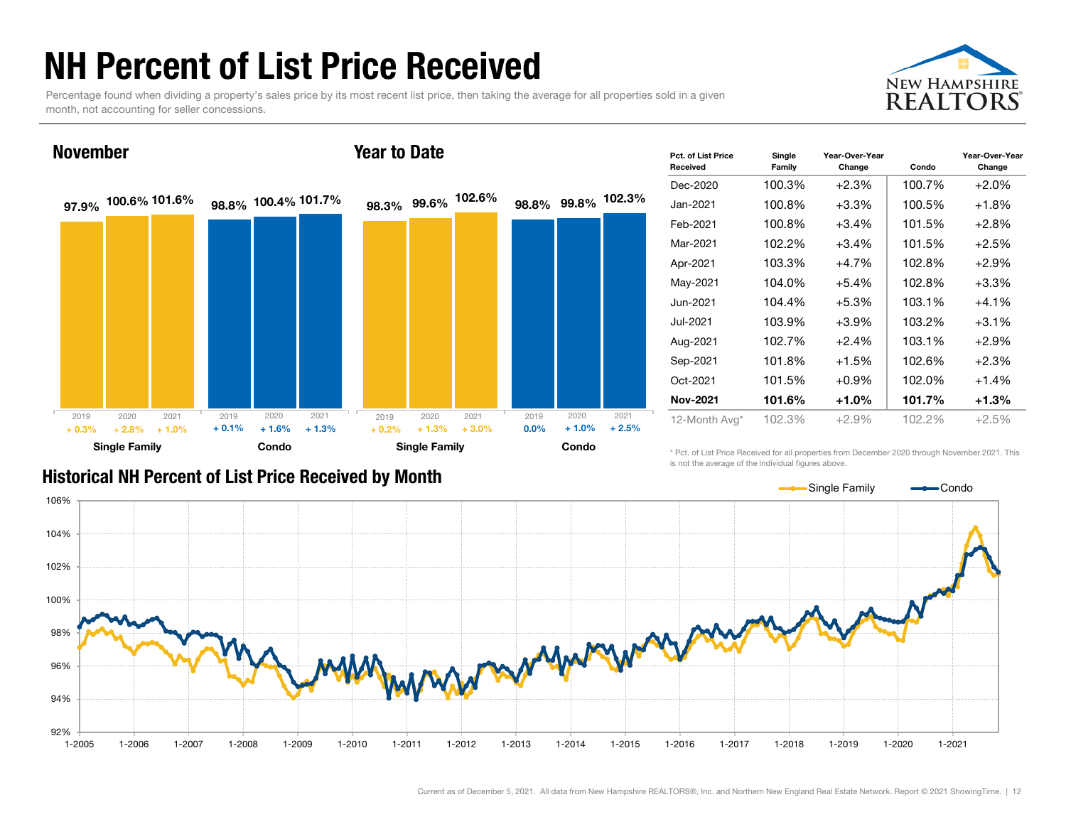# NH Percent of List Price Received

Percentage found when dividing a property's sales price by its most recent list price, then taking the average for all properties sold in a given month, not accounting for seller concessions.

## November

| | 2019 | 2020 | 2021 |
|---|---|---|---|
| Single Family | 97.9% | 100.6% | 101.6% |
| Change | + 0.3% | + 2.8% | + 1.0% |
| Condo | 98.8% | 100.4% | 101.7% |
| Change | + 0.1% | + 1.6% | + 1.3% |

## Year to Date

| | 2019 | 2020 | 2021 |
|---|---|---|---|
| Single Family | 98.3% | 99.6% | 102.6% |
| Change | + 0.2% | + 1.3% | + 3.0% |
| Condo | 98.8% | 99.8% | 102.3% |
| Change | 0.0% | + 1.0% | + 2.5% |

| Pct. of List Price Received | Single Family | Year-Over-Year Change | Condo | Year-Over-Year Change |
|---|---|---|---|---|
| Dec-2020 | 100.3% | +2.3% | 100.7% | +2.0% |
| Jan-2021 | 100.8% | +3.3% | 100.5% | +1.8% |
| Feb-2021 | 100.8% | +3.4% | 101.5% | +2.8% |
| Mar-2021 | 102.2% | +3.4% | 101.5% | +2.5% |
| Apr-2021 | 103.3% | +4.7% | 102.8% | +2.9% |
| May-2021 | 104.0% | +5.4% | 102.8% | +3.3% |
| Jun-2021 | 104.4% | +5.3% | 103.1% | +4.1% |
| Jul-2021 | 103.9% | +3.9% | 103.2% | +3.1% |
| Aug-2021 | 102.7% | +2.4% | 103.1% | +2.9% |
| Sep-2021 | 101.8% | +1.5% | 102.6% | +2.3% |
| Oct-2021 | 101.5% | +0.9% | 102.0% | +1.4% |
| **Nov-2021** | **101.6%** | **+1.0%** | **101.7%** | **+1.3%** |
| 12-Month Avg* | 102.3% | +2.9% | 102.2% | +2.5% |

\* Pct. of List Price Received for all properties from December 2020 through November 2021. This is not the average of the individual figures above.

## Historical NH Percent of List Price Received by Month

Single Family — Condo

Current as of December 5, 2021. All data from New Hampshire REALTORS®, Inc. and Northern New England Real Estate Network. Report © 2021 ShowingTime.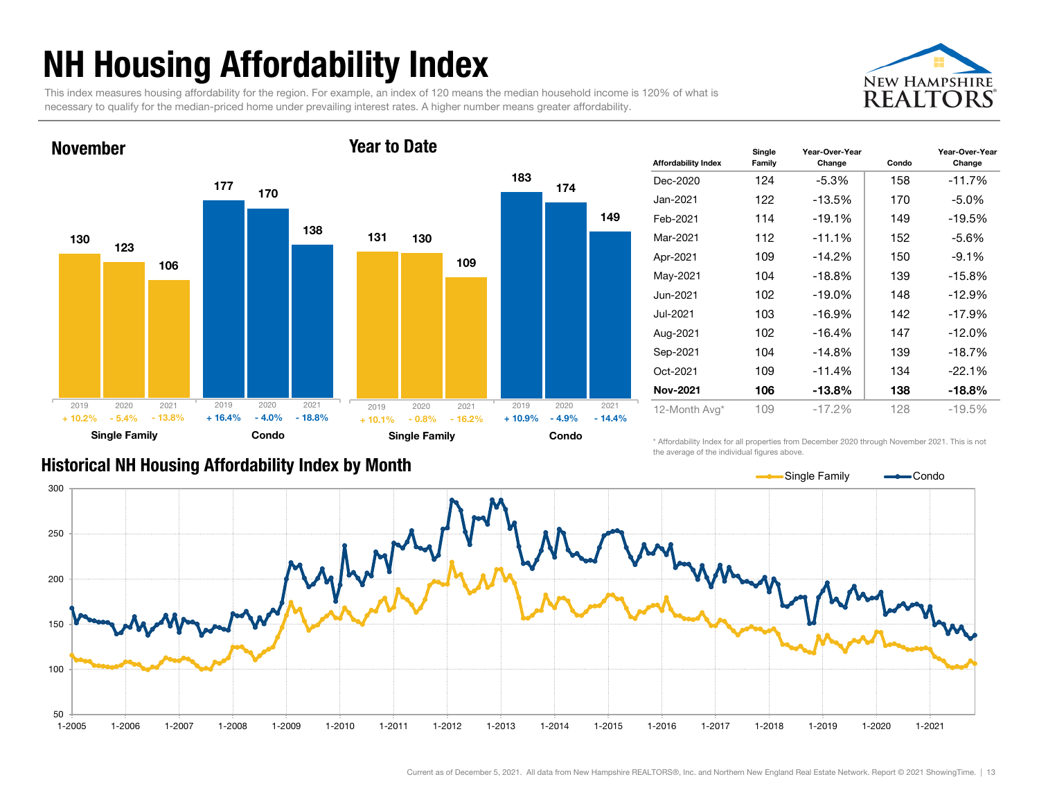# NH Housing Affordability Index

This index measures housing affordability for the region. For example, an index of 120 means the median household income is 120% of what is necessary to qualify for the median-priced home under prevailing interest rates. A higher number means greater affordability.

## November

| | 2019 | 2020 | 2021 |
|---|---|---|---|
| Single Family | 130 | 123 | 106 |
| Change | + 10.2% | - 5.4% | - 13.8% |
| Condo | 177 | 170 | 138 |
| Change | + 16.4% | - 4.0% | - 18.8% |

## Year to Date

| | 2019 | 2020 | 2021 |
|---|---|---|---|
| Single Family | 131 | 130 | 109 |
| Change | + 10.1% | - 0.8% | - 16.2% |
| Condo | 183 | 174 | 149 |
| Change | + 10.9% | - 4.9% | - 14.4% |

| Affordability Index | Single Family | Year-Over-Year Change | Condo | Year-Over-Year Change |
|---|---|---|---|---|
| Dec-2020 | 124 | -5.3% | 158 | -11.7% |
| Jan-2021 | 122 | -13.5% | 170 | -5.0% |
| Feb-2021 | 114 | -19.1% | 149 | -19.5% |
| Mar-2021 | 112 | -11.1% | 152 | -5.6% |
| Apr-2021 | 109 | -14.2% | 150 | -9.1% |
| May-2021 | 104 | -18.8% | 139 | -15.8% |
| Jun-2021 | 102 | -19.0% | 148 | -12.9% |
| Jul-2021 | 103 | -16.9% | 142 | -17.9% |
| Aug-2021 | 102 | -16.4% | 147 | -12.0% |
| Sep-2021 | 104 | -14.8% | 139 | -18.7% |
| Oct-2021 | 109 | -11.4% | 134 | -22.1% |
| **Nov-2021** | **106** | **-13.8%** | **138** | **-18.8%** |
| 12-Month Avg* | 109 | -17.2% | 128 | -19.5% |

* Affordability Index for all properties from December 2020 through November 2021. This is not the average of the individual figures above.

## Historical NH Housing Affordability Index by Month

Legend: Single Family, Condo

Y-axis: 50, 100, 150, 200, 250, 300

X-axis: 1-2005, 1-2006, 1-2007, 1-2008, 1-2009, 1-2010, 1-2011, 1-2012, 1-2013, 1-2014, 1-2015, 1-2016, 1-2017, 1-2018, 1-2019, 1-2020, 1-2021

Current as of December 5, 2021. All data from New Hampshire REALTORS®, Inc. and Northern New England Real Estate Network. Report © 2021 ShowingTime.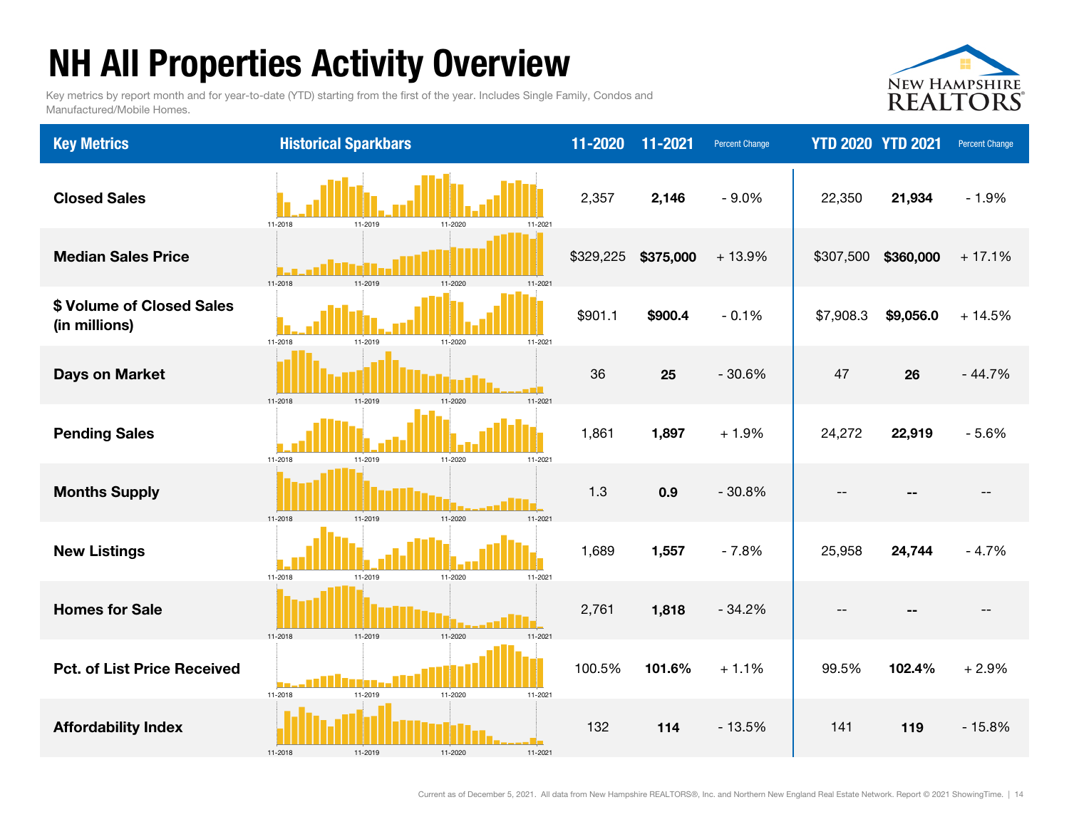# NH All Properties Activity Overview

Key metrics by report month and for year-to-date (YTD) starting from the first of the year. Includes Single Family, Condos and Manufactured/Mobile Homes.

| Key Metrics | Historical Sparkbars | 11-2020 | 11-2021 | Percent Change | YTD 2020 | YTD 2021 | Percent Change |
|---|---|---|---|---|---|---|---|
| Closed Sales | 11-2018 11-2019 11-2020 11-2021 | 2,357 | **2,146** | - 9.0% | 22,350 | **21,934** | - 1.9% |
| Median Sales Price | 11-2018 11-2019 11-2020 11-2021 | $329,225 | **$375,000** | + 13.9% | $307,500 | **$360,000** | + 17.1% |
| $ Volume of Closed Sales (in millions) | 11-2018 11-2019 11-2020 11-2021 | $901.1 | **$900.4** | - 0.1% | $7,908.3 | **$9,056.0** | + 14.5% |
| Days on Market | 11-2018 11-2019 11-2020 11-2021 | 36 | **25** | - 30.6% | 47 | **26** | - 44.7% |
| Pending Sales | 11-2018 11-2019 11-2020 11-2021 | 1,861 | **1,897** | + 1.9% | 24,272 | **22,919** | - 5.6% |
| Months Supply | 11-2018 11-2019 11-2020 11-2021 | 1.3 | **0.9** | - 30.8% | -- | **--** | -- |
| New Listings | 11-2018 11-2019 11-2020 11-2021 | 1,689 | **1,557** | - 7.8% | 25,958 | **24,744** | - 4.7% |
| Homes for Sale | 11-2018 11-2019 11-2020 11-2021 | 2,761 | **1,818** | - 34.2% | -- | **--** | -- |
| Pct. of List Price Received | 11-2018 11-2019 11-2020 11-2021 | 100.5% | **101.6%** | + 1.1% | 99.5% | **102.4%** | + 2.9% |
| Affordability Index | 11-2018 11-2019 11-2020 11-2021 | 132 | **114** | - 13.5% | 141 | **119** | - 15.8% |

Current as of December 5, 2021. All data from New Hampshire REALTORS®, Inc. and Northern New England Real Estate Network. Report © 2021 ShowingTime.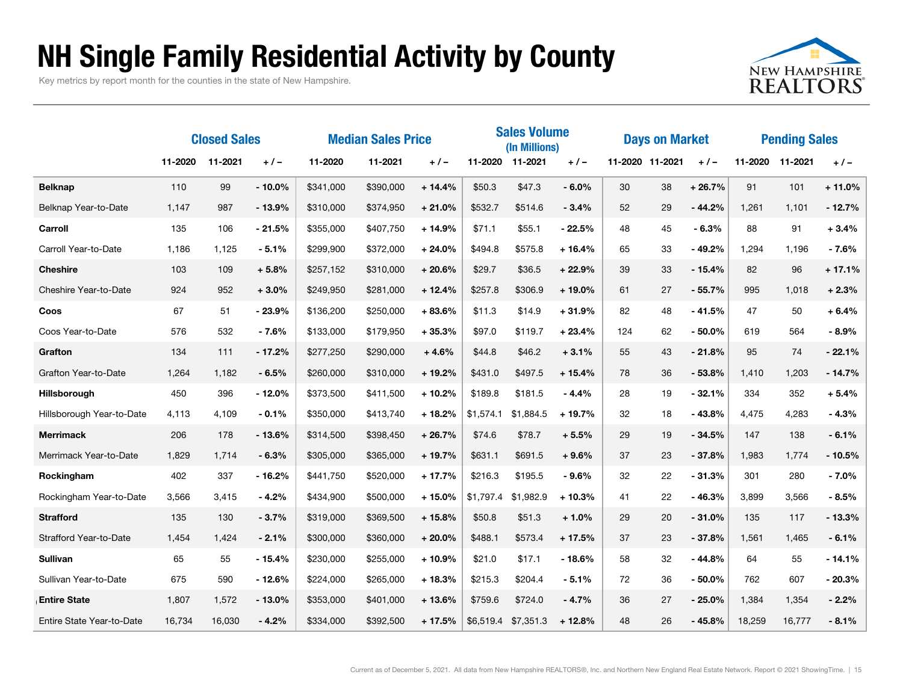# NH Single Family Residential Activity by County

Key metrics by report month for the counties in the state of New Hampshire.

| | Closed Sales | | | Median Sales Price | | | Sales Volume (In Millions) | | | Days on Market | | | Pending Sales | | |
|---|---|---|---|---|---|---|---|---|---|---|---|---|---|---|---|
| | 11-2020 | 11-2021 | + / – | 11-2020 | 11-2021 | + / – | 11-2020 | 11-2021 | + / – | 11-2020 | 11-2021 | + / – | 11-2020 | 11-2021 | + / – |
| **Belknap** | 110 | 99 | **- 10.0%** | $341,000 | $390,000 | **+ 14.4%** | $50.3 | $47.3 | **- 6.0%** | 30 | 38 | **+ 26.7%** | 91 | 101 | **+ 11.0%** |
| Belknap Year-to-Date | 1,147 | 987 | **- 13.9%** | $310,000 | $374,950 | **+ 21.0%** | $532.7 | $514.6 | **- 3.4%** | 52 | 29 | **- 44.2%** | 1,261 | 1,101 | **- 12.7%** |
| **Carroll** | 135 | 106 | **- 21.5%** | $355,000 | $407,750 | **+ 14.9%** | $71.1 | $55.1 | **- 22.5%** | 48 | 45 | **- 6.3%** | 88 | 91 | **+ 3.4%** |
| Carroll Year-to-Date | 1,186 | 1,125 | **- 5.1%** | $299,900 | $372,000 | **+ 24.0%** | $494.8 | $575.8 | **+ 16.4%** | 65 | 33 | **- 49.2%** | 1,294 | 1,196 | **- 7.6%** |
| **Cheshire** | 103 | 109 | **+ 5.8%** | $257,152 | $310,000 | **+ 20.6%** | $29.7 | $36.5 | **+ 22.9%** | 39 | 33 | **- 15.4%** | 82 | 96 | **+ 17.1%** |
| Cheshire Year-to-Date | 924 | 952 | **+ 3.0%** | $249,950 | $281,000 | **+ 12.4%** | $257.8 | $306.9 | **+ 19.0%** | 61 | 27 | **- 55.7%** | 995 | 1,018 | **+ 2.3%** |
| **Coos** | 67 | 51 | **- 23.9%** | $136,200 | $250,000 | **+ 83.6%** | $11.3 | $14.9 | **+ 31.9%** | 82 | 48 | **- 41.5%** | 47 | 50 | **+ 6.4%** |
| Coos Year-to-Date | 576 | 532 | **- 7.6%** | $133,000 | $179,950 | **+ 35.3%** | $97.0 | $119.7 | **+ 23.4%** | 124 | 62 | **- 50.0%** | 619 | 564 | **- 8.9%** |
| **Grafton** | 134 | 111 | **- 17.2%** | $277,250 | $290,000 | **+ 4.6%** | $44.8 | $46.2 | **+ 3.1%** | 55 | 43 | **- 21.8%** | 95 | 74 | **- 22.1%** |
| Grafton Year-to-Date | 1,264 | 1,182 | **- 6.5%** | $260,000 | $310,000 | **+ 19.2%** | $431.0 | $497.5 | **+ 15.4%** | 78 | 36 | **- 53.8%** | 1,410 | 1,203 | **- 14.7%** |
| **Hillsborough** | 450 | 396 | **- 12.0%** | $373,500 | $411,500 | **+ 10.2%** | $189.8 | $181.5 | **- 4.4%** | 28 | 19 | **- 32.1%** | 334 | 352 | **+ 5.4%** |
| Hillsborough Year-to-Date | 4,113 | 4,109 | **- 0.1%** | $350,000 | $413,740 | **+ 18.2%** | $1,574.1 | $1,884.5 | **+ 19.7%** | 32 | 18 | **- 43.8%** | 4,475 | 4,283 | **- 4.3%** |
| **Merrimack** | 206 | 178 | **- 13.6%** | $314,500 | $398,450 | **+ 26.7%** | $74.6 | $78.7 | **+ 5.5%** | 29 | 19 | **- 34.5%** | 147 | 138 | **- 6.1%** |
| Merrimack Year-to-Date | 1,829 | 1,714 | **- 6.3%** | $305,000 | $365,000 | **+ 19.7%** | $631.1 | $691.5 | **+ 9.6%** | 37 | 23 | **- 37.8%** | 1,983 | 1,774 | **- 10.5%** |
| **Rockingham** | 402 | 337 | **- 16.2%** | $441,750 | $520,000 | **+ 17.7%** | $216.3 | $195.5 | **- 9.6%** | 32 | 22 | **- 31.3%** | 301 | 280 | **- 7.0%** |
| Rockingham Year-to-Date | 3,566 | 3,415 | **- 4.2%** | $434,900 | $500,000 | **+ 15.0%** | $1,797.4 | $1,982.9 | **+ 10.3%** | 41 | 22 | **- 46.3%** | 3,899 | 3,566 | **- 8.5%** |
| **Strafford** | 135 | 130 | **- 3.7%** | $319,000 | $369,500 | **+ 15.8%** | $50.8 | $51.3 | **+ 1.0%** | 29 | 20 | **- 31.0%** | 135 | 117 | **- 13.3%** |
| Strafford Year-to-Date | 1,454 | 1,424 | **- 2.1%** | $300,000 | $360,000 | **+ 20.0%** | $488.1 | $573.4 | **+ 17.5%** | 37 | 23 | **- 37.8%** | 1,561 | 1,465 | **- 6.1%** |
| **Sullivan** | 65 | 55 | **- 15.4%** | $230,000 | $255,000 | **+ 10.9%** | $21.0 | $17.1 | **- 18.6%** | 58 | 32 | **- 44.8%** | 64 | 55 | **- 14.1%** |
| Sullivan Year-to-Date | 675 | 590 | **- 12.6%** | $224,000 | $265,000 | **+ 18.3%** | $215.3 | $204.4 | **- 5.1%** | 72 | 36 | **- 50.0%** | 762 | 607 | **- 20.3%** |
| **Entire State** | 1,807 | 1,572 | **- 13.0%** | $353,000 | $401,000 | **+ 13.6%** | $759.6 | $724.0 | **- 4.7%** | 36 | 27 | **- 25.0%** | 1,384 | 1,354 | **- 2.2%** |
| Entire State Year-to-Date | 16,734 | 16,030 | **- 4.2%** | $334,000 | $392,500 | **+ 17.5%** | $6,519.4 | $7,351.3 | **+ 12.8%** | 48 | 26 | **- 45.8%** | 18,259 | 16,777 | **- 8.1%** |

Current as of December 5, 2021. All data from New Hampshire REALTORS®, Inc. and Northern New England Real Estate Network. Report © 2021 ShowingTime.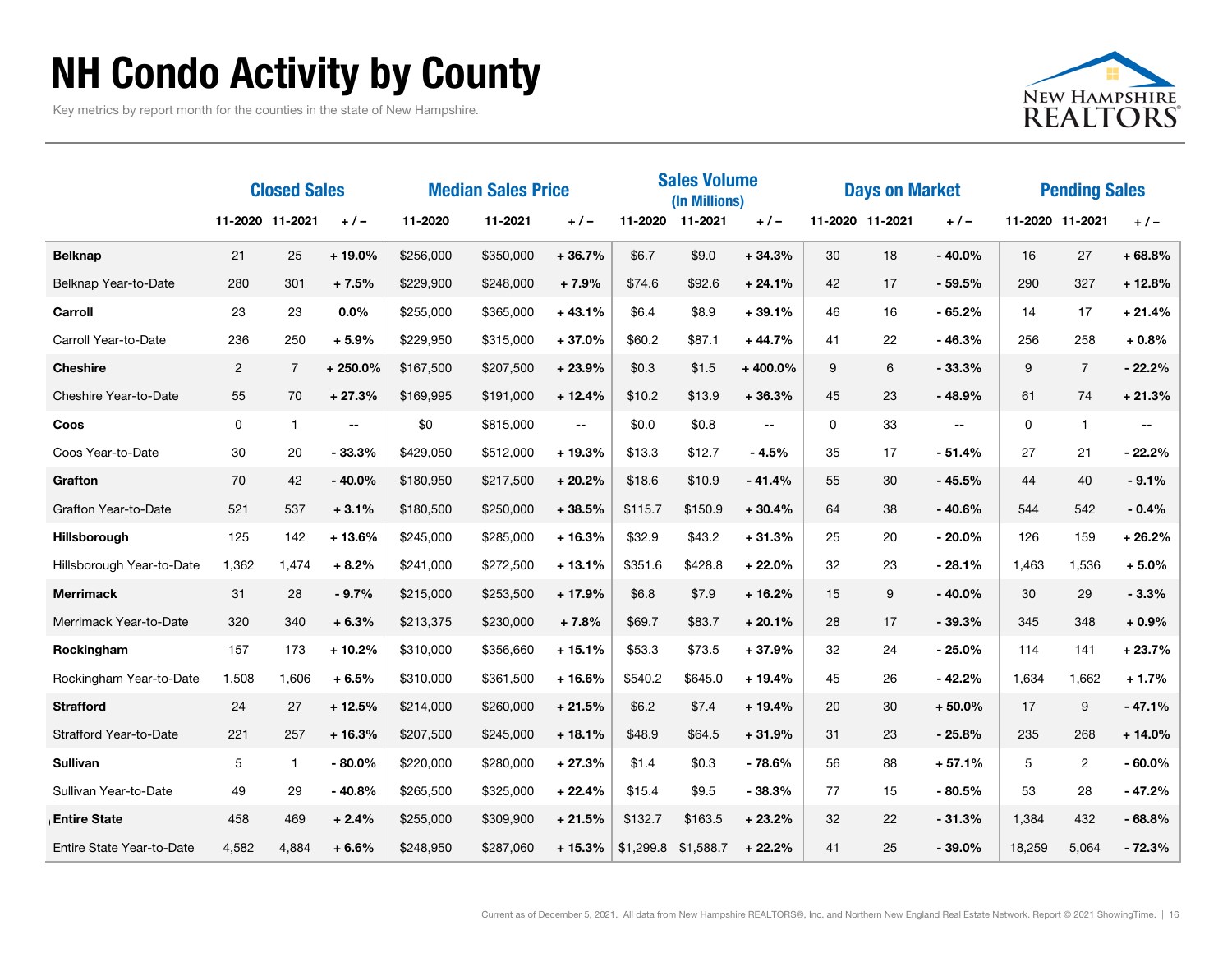# NH Condo Activity by County

Key metrics by report month for the counties in the state of New Hampshire.

| | Closed Sales | | | Median Sales Price | | | Sales Volume (In Millions) | | | Days on Market | | | Pending Sales | | |
|---|---|---|---|---|---|---|---|---|---|---|---|---|---|---|---|
| | 11-2020 | 11-2021 | + / – | 11-2020 | 11-2021 | + / – | 11-2020 | 11-2021 | + / – | 11-2020 | 11-2021 | + / – | 11-2020 | 11-2021 | + / – |
| **Belknap** | 21 | 25 | **+ 19.0%** | $256,000 | $350,000 | **+ 36.7%** | $6.7 | $9.0 | **+ 34.3%** | 30 | 18 | **- 40.0%** | 16 | 27 | **+ 68.8%** |
| Belknap Year-to-Date | 280 | 301 | **+ 7.5%** | $229,900 | $248,000 | **+ 7.9%** | $74.6 | $92.6 | **+ 24.1%** | 42 | 17 | **- 59.5%** | 290 | 327 | **+ 12.8%** |
| **Carroll** | 23 | 23 | **0.0%** | $255,000 | $365,000 | **+ 43.1%** | $6.4 | $8.9 | **+ 39.1%** | 46 | 16 | **- 65.2%** | 14 | 17 | **+ 21.4%** |
| Carroll Year-to-Date | 236 | 250 | **+ 5.9%** | $229,950 | $315,000 | **+ 37.0%** | $60.2 | $87.1 | **+ 44.7%** | 41 | 22 | **- 46.3%** | 256 | 258 | **+ 0.8%** |
| **Cheshire** | 2 | 7 | **+ 250.0%** | $167,500 | $207,500 | **+ 23.9%** | $0.3 | $1.5 | **+ 400.0%** | 9 | 6 | **- 33.3%** | 9 | 7 | **- 22.2%** |
| Cheshire Year-to-Date | 55 | 70 | **+ 27.3%** | $169,995 | $191,000 | **+ 12.4%** | $10.2 | $13.9 | **+ 36.3%** | 45 | 23 | **- 48.9%** | 61 | 74 | **+ 21.3%** |
| **Coos** | 0 | 1 | -- | $0 | $815,000 | -- | $0.0 | $0.8 | -- | 0 | 33 | -- | 0 | 1 | -- |
| Coos Year-to-Date | 30 | 20 | **- 33.3%** | $429,050 | $512,000 | **+ 19.3%** | $13.3 | $12.7 | **- 4.5%** | 35 | 17 | **- 51.4%** | 27 | 21 | **- 22.2%** |
| **Grafton** | 70 | 42 | **- 40.0%** | $180,950 | $217,500 | **+ 20.2%** | $18.6 | $10.9 | **- 41.4%** | 55 | 30 | **- 45.5%** | 44 | 40 | **- 9.1%** |
| Grafton Year-to-Date | 521 | 537 | **+ 3.1%** | $180,500 | $250,000 | **+ 38.5%** | $115.7 | $150.9 | **+ 30.4%** | 64 | 38 | **- 40.6%** | 544 | 542 | **- 0.4%** |
| **Hillsborough** | 125 | 142 | **+ 13.6%** | $245,000 | $285,000 | **+ 16.3%** | $32.9 | $43.2 | **+ 31.3%** | 25 | 20 | **- 20.0%** | 126 | 159 | **+ 26.2%** |
| Hillsborough Year-to-Date | 1,362 | 1,474 | **+ 8.2%** | $241,000 | $272,500 | **+ 13.1%** | $351.6 | $428.8 | **+ 22.0%** | 32 | 23 | **- 28.1%** | 1,463 | 1,536 | **+ 5.0%** |
| **Merrimack** | 31 | 28 | **- 9.7%** | $215,000 | $253,500 | **+ 17.9%** | $6.8 | $7.9 | **+ 16.2%** | 15 | 9 | **- 40.0%** | 30 | 29 | **- 3.3%** |
| Merrimack Year-to-Date | 320 | 340 | **+ 6.3%** | $213,375 | $230,000 | **+ 7.8%** | $69.7 | $83.7 | **+ 20.1%** | 28 | 17 | **- 39.3%** | 345 | 348 | **+ 0.9%** |
| **Rockingham** | 157 | 173 | **+ 10.2%** | $310,000 | $356,660 | **+ 15.1%** | $53.3 | $73.5 | **+ 37.9%** | 32 | 24 | **- 25.0%** | 114 | 141 | **+ 23.7%** |
| Rockingham Year-to-Date | 1,508 | 1,606 | **+ 6.5%** | $310,000 | $361,500 | **+ 16.6%** | $540.2 | $645.0 | **+ 19.4%** | 45 | 26 | **- 42.2%** | 1,634 | 1,662 | **+ 1.7%** |
| **Strafford** | 24 | 27 | **+ 12.5%** | $214,000 | $260,000 | **+ 21.5%** | $6.2 | $7.4 | **+ 19.4%** | 20 | 30 | **+ 50.0%** | 17 | 9 | **- 47.1%** |
| Strafford Year-to-Date | 221 | 257 | **+ 16.3%** | $207,500 | $245,000 | **+ 18.1%** | $48.9 | $64.5 | **+ 31.9%** | 31 | 23 | **- 25.8%** | 235 | 268 | **+ 14.0%** |
| **Sullivan** | 5 | 1 | **- 80.0%** | $220,000 | $280,000 | **+ 27.3%** | $1.4 | $0.3 | **- 78.6%** | 56 | 88 | **+ 57.1%** | 5 | 2 | **- 60.0%** |
| Sullivan Year-to-Date | 49 | 29 | **- 40.8%** | $265,500 | $325,000 | **+ 22.4%** | $15.4 | $9.5 | **- 38.3%** | 77 | 15 | **- 80.5%** | 53 | 28 | **- 47.2%** |
| **Entire State** | 458 | 469 | **+ 2.4%** | $255,000 | $309,900 | **+ 21.5%** | $132.7 | $163.5 | **+ 23.2%** | 32 | 22 | **- 31.3%** | 1,384 | 432 | **- 68.8%** |
| Entire State Year-to-Date | 4,582 | 4,884 | **+ 6.6%** | $248,950 | $287,060 | **+ 15.3%** | $1,299.8 | $1,588.7 | **+ 22.2%** | 41 | 25 | **- 39.0%** | 18,259 | 5,064 | **- 72.3%** |

Current as of December 5, 2021. All data from New Hampshire REALTORS®, Inc. and Northern New England Real Estate Network. Report © 2021 ShowingTime.